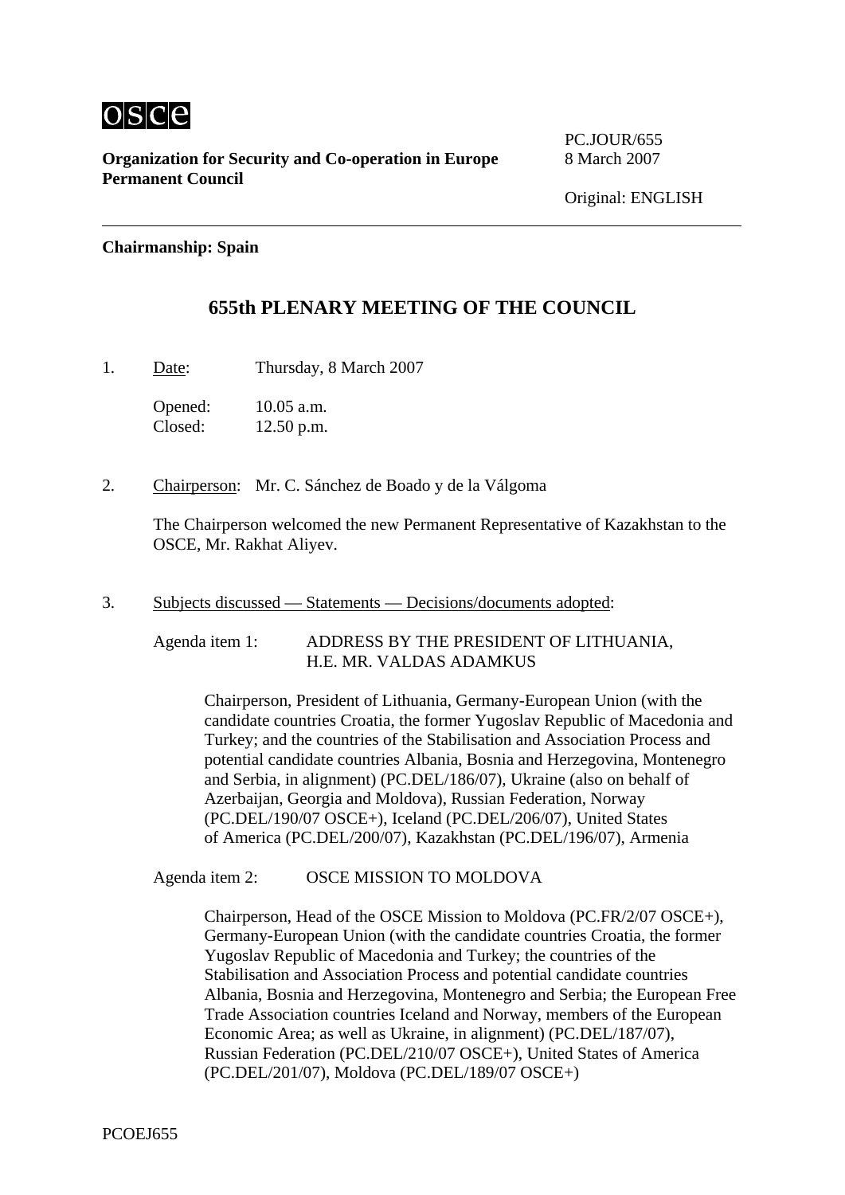**Organization for Security and Co-operation in Europe**
**Permanent Council**

PC.JOUR/655
8 March 2007

Original: ENGLISH

---

**Chairmanship: Spain**

## 655th PLENARY MEETING OF THE COUNCIL

1. Date: Thursday, 8 March 2007

   Opened: 10.05 a.m.
   Closed: 12.50 p.m.

2. Chairperson: Mr. C. Sánchez de Boado y de la Válgoma

   The Chairperson welcomed the new Permanent Representative of Kazakhstan to the OSCE, Mr. Rakhat Aliyev.

3. Subjects discussed — Statements — Decisions/documents adopted:

   Agenda item 1: ADDRESS BY THE PRESIDENT OF LITHUANIA, H.E. MR. VALDAS ADAMKUS

   Chairperson, President of Lithuania, Germany-European Union (with the candidate countries Croatia, the former Yugoslav Republic of Macedonia and Turkey; and the countries of the Stabilisation and Association Process and potential candidate countries Albania, Bosnia and Herzegovina, Montenegro and Serbia, in alignment) (PC.DEL/186/07), Ukraine (also on behalf of Azerbaijan, Georgia and Moldova), Russian Federation, Norway (PC.DEL/190/07 OSCE+), Iceland (PC.DEL/206/07), United States of America (PC.DEL/200/07), Kazakhstan (PC.DEL/196/07), Armenia

   Agenda item 2: OSCE MISSION TO MOLDOVA

   Chairperson, Head of the OSCE Mission to Moldova (PC.FR/2/07 OSCE+), Germany-European Union (with the candidate countries Croatia, the former Yugoslav Republic of Macedonia and Turkey; the countries of the Stabilisation and Association Process and potential candidate countries Albania, Bosnia and Herzegovina, Montenegro and Serbia; the European Free Trade Association countries Iceland and Norway, members of the European Economic Area; as well as Ukraine, in alignment) (PC.DEL/187/07), Russian Federation (PC.DEL/210/07 OSCE+), United States of America (PC.DEL/201/07), Moldova (PC.DEL/189/07 OSCE+)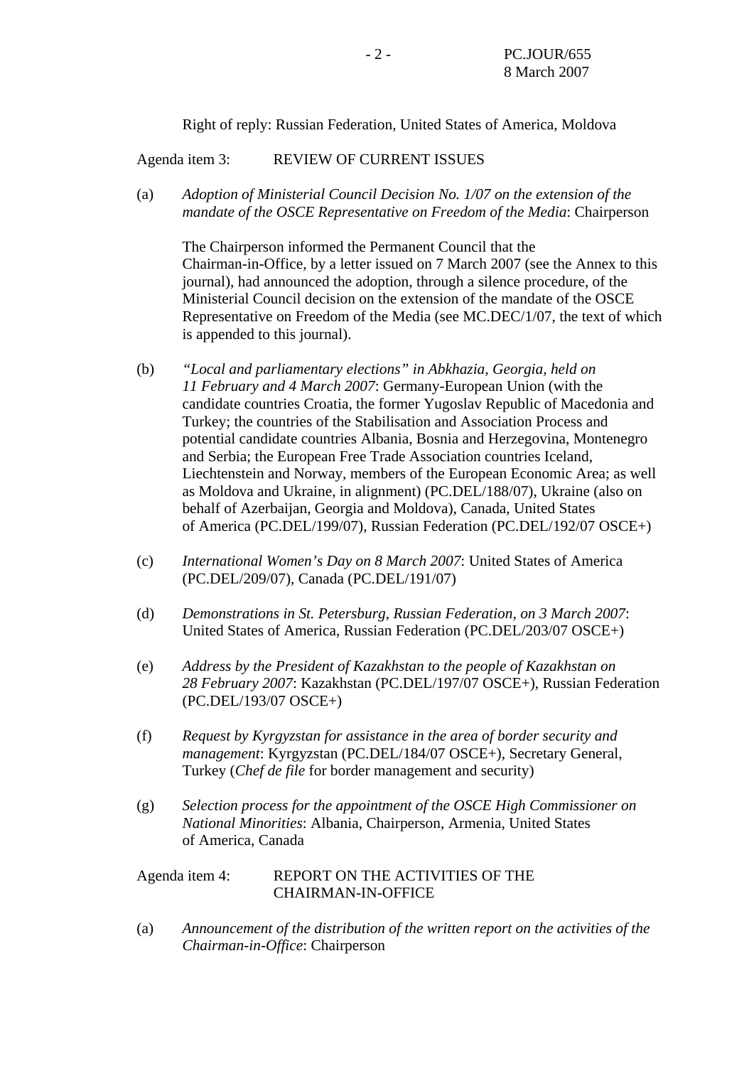Right of reply: Russian Federation, United States of America, Moldova

Agenda item 3: REVIEW OF CURRENT ISSUES

(a) *Adoption of Ministerial Council Decision No. 1/07 on the extension of the mandate of the OSCE Representative on Freedom of the Media*: Chairperson

The Chairperson informed the Permanent Council that the Chairman-in-Office, by a letter issued on 7 March 2007 (see the Annex to this journal), had announced the adoption, through a silence procedure, of the Ministerial Council decision on the extension of the mandate of the OSCE Representative on Freedom of the Media (see MC.DEC/1/07, the text of which is appended to this journal).

(b) *"Local and parliamentary elections" in Abkhazia, Georgia, held on 11 February and 4 March 2007*: Germany-European Union (with the candidate countries Croatia, the former Yugoslav Republic of Macedonia and Turkey; the countries of the Stabilisation and Association Process and potential candidate countries Albania, Bosnia and Herzegovina, Montenegro and Serbia; the European Free Trade Association countries Iceland, Liechtenstein and Norway, members of the European Economic Area; as well as Moldova and Ukraine, in alignment) (PC.DEL/188/07), Ukraine (also on behalf of Azerbaijan, Georgia and Moldova), Canada, United States of America (PC.DEL/199/07), Russian Federation (PC.DEL/192/07 OSCE+)

(c) *International Women's Day on 8 March 2007*: United States of America (PC.DEL/209/07), Canada (PC.DEL/191/07)

(d) *Demonstrations in St. Petersburg, Russian Federation, on 3 March 2007*: United States of America, Russian Federation (PC.DEL/203/07 OSCE+)

(e) *Address by the President of Kazakhstan to the people of Kazakhstan on 28 February 2007*: Kazakhstan (PC.DEL/197/07 OSCE+), Russian Federation (PC.DEL/193/07 OSCE+)

(f) *Request by Kyrgyzstan for assistance in the area of border security and management*: Kyrgyzstan (PC.DEL/184/07 OSCE+), Secretary General, Turkey (*Chef de file* for border management and security)

(g) *Selection process for the appointment of the OSCE High Commissioner on National Minorities*: Albania, Chairperson, Armenia, United States of America, Canada

Agenda item 4: REPORT ON THE ACTIVITIES OF THE CHAIRMAN-IN-OFFICE

(a) *Announcement of the distribution of the written report on the activities of the Chairman-in-Office*: Chairperson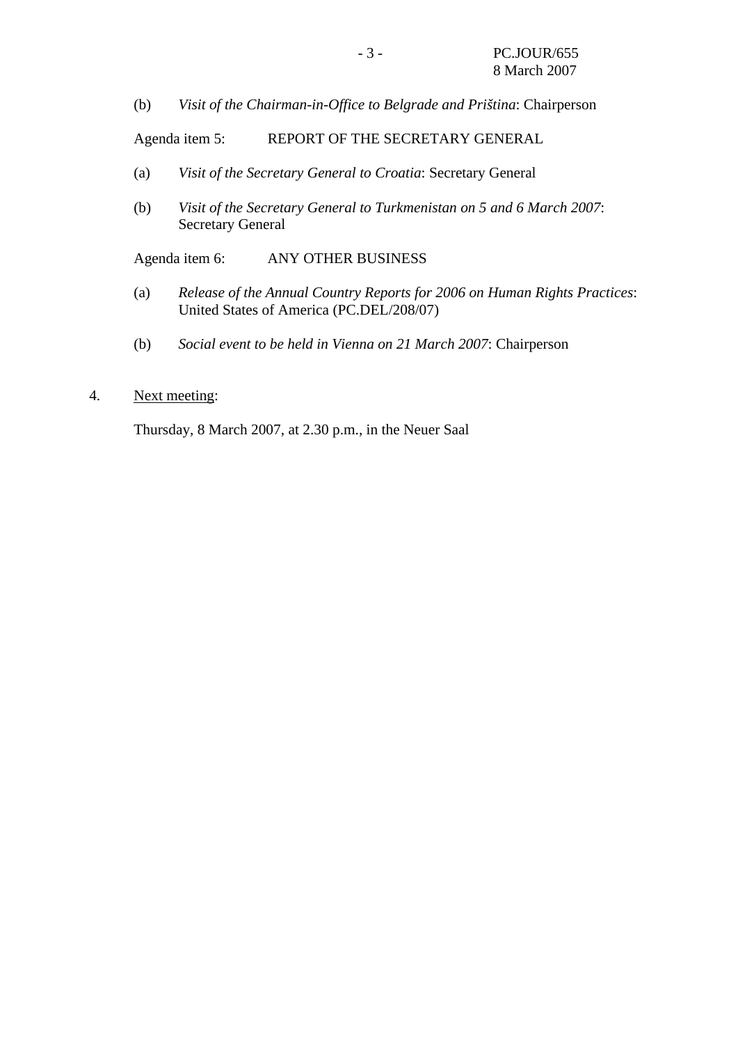(b) *Visit of the Chairman-in-Office to Belgrade and Priština*: Chairperson

Agenda item 5: REPORT OF THE SECRETARY GENERAL

(a) *Visit of the Secretary General to Croatia*: Secretary General

(b) *Visit of the Secretary General to Turkmenistan on 5 and 6 March 2007*: Secretary General

Agenda item 6: ANY OTHER BUSINESS

(a) *Release of the Annual Country Reports for 2006 on Human Rights Practices*: United States of America (PC.DEL/208/07)

(b) *Social event to be held in Vienna on 21 March 2007*: Chairperson

4. Next meeting:

Thursday, 8 March 2007, at 2.30 p.m., in the Neuer Saal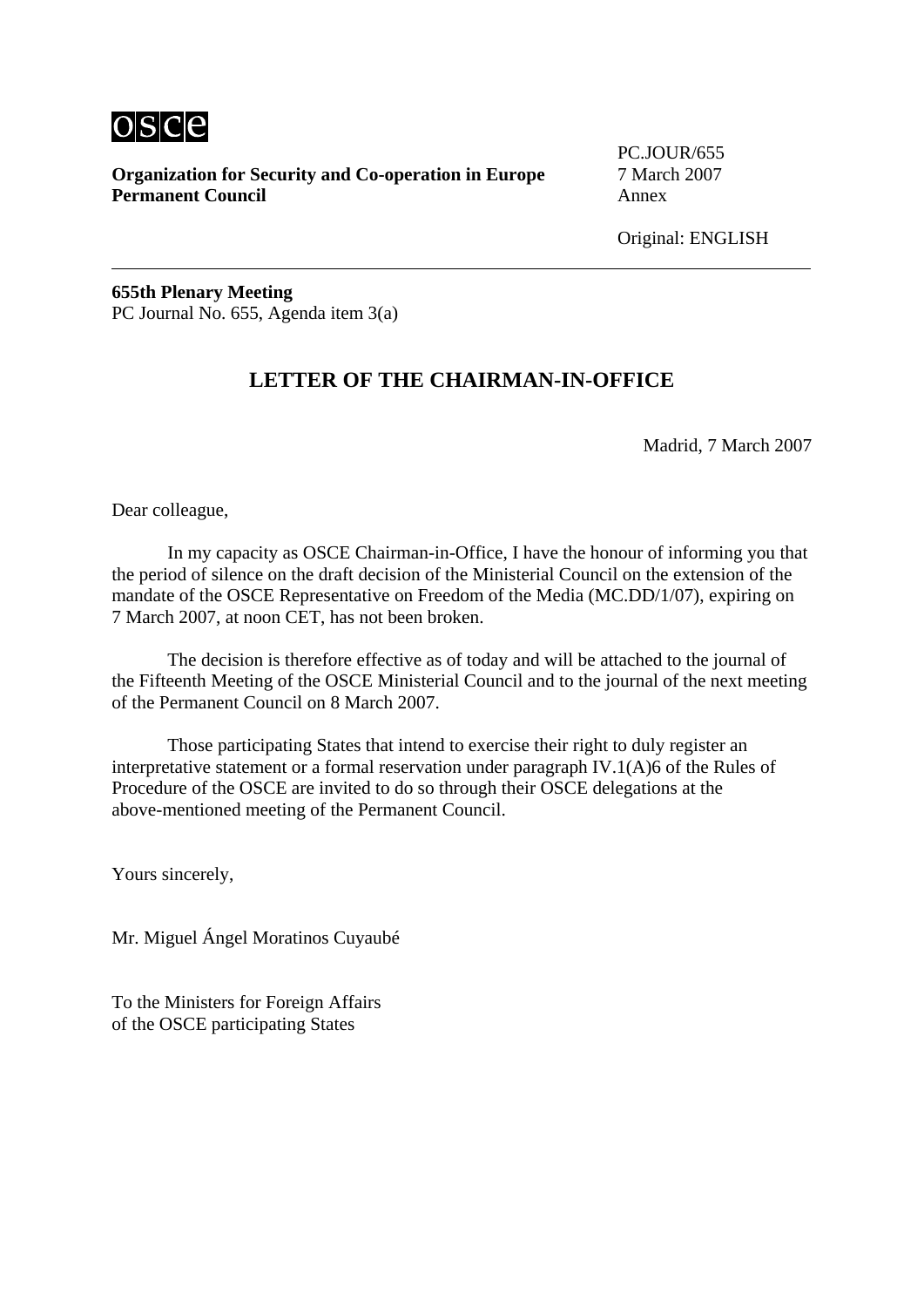**Organization for Security and Co-operation in Europe**
**Permanent Council**

PC.JOUR/655
7 March 2007
Annex

Original: ENGLISH

---

**655th Plenary Meeting**
PC Journal No. 655, Agenda item 3(a)

## LETTER OF THE CHAIRMAN-IN-OFFICE

Madrid, 7 March 2007

Dear colleague,

In my capacity as OSCE Chairman-in-Office, I have the honour of informing you that the period of silence on the draft decision of the Ministerial Council on the extension of the mandate of the OSCE Representative on Freedom of the Media (MC.DD/1/07), expiring on 7 March 2007, at noon CET, has not been broken.

The decision is therefore effective as of today and will be attached to the journal of the Fifteenth Meeting of the OSCE Ministerial Council and to the journal of the next meeting of the Permanent Council on 8 March 2007.

Those participating States that intend to exercise their right to duly register an interpretative statement or a formal reservation under paragraph IV.1(A)6 of the Rules of Procedure of the OSCE are invited to do so through their OSCE delegations at the above-mentioned meeting of the Permanent Council.

Yours sincerely,

Mr. Miguel Ángel Moratinos Cuyaubé

To the Ministers for Foreign Affairs
of the OSCE participating States